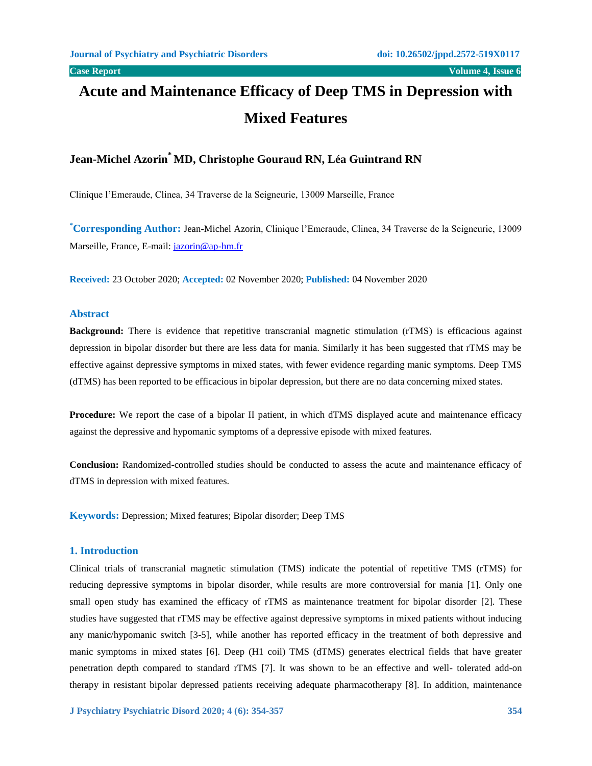# Acute and Maintenance Efficacy of Deep TMS in Depression with Mixed Features

**Jean-Michel Azorin[*] MD, Christophe Gouraud RN, Léa Guintrand RN**

Clinique l'Emeraude, Clinea, 34 Traverse de la Seigneurie, 13009 Marseille, France

[*]**Corresponding Author:** Jean-Michel Azorin, Clinique l'Emeraude, Clinea, 34 Traverse de la Seigneurie, 13009 Marseille, France, E-mail: jazorin@ap-hm.fr

**Received:** 23 October 2020; **Accepted:** 02 November 2020; **Published:** 04 November 2020

## Abstract

**Background:** There is evidence that repetitive transcranial magnetic stimulation (rTMS) is efficacious against depression in bipolar disorder but there are less data for mania. Similarly it has been suggested that rTMS may be effective against depressive symptoms in mixed states, with fewer evidence regarding manic symptoms. Deep TMS (dTMS) has been reported to be efficacious in bipolar depression, but there are no data concerning mixed states.

**Procedure:** We report the case of a bipolar II patient, in which dTMS displayed acute and maintenance efficacy against the depressive and hypomanic symptoms of a depressive episode with mixed features.

**Conclusion:** Randomized-controlled studies should be conducted to assess the acute and maintenance efficacy of dTMS in depression with mixed features.

**Keywords:** Depression; Mixed features; Bipolar disorder; Deep TMS

## 1. Introduction

Clinical trials of transcranial magnetic stimulation (TMS) indicate the potential of repetitive TMS (rTMS) for reducing depressive symptoms in bipolar disorder, while results are more controversial for mania [1]. Only one small open study has examined the efficacy of rTMS as maintenance treatment for bipolar disorder [2]. These studies have suggested that rTMS may be effective against depressive symptoms in mixed patients without inducing any manic/hypomanic switch [3-5], while another has reported efficacy in the treatment of both depressive and manic symptoms in mixed states [6]. Deep (H1 coil) TMS (dTMS) generates electrical fields that have greater penetration depth compared to standard rTMS [7]. It was shown to be an effective and well- tolerated add-on therapy in resistant bipolar depressed patients receiving adequate pharmacotherapy [8]. In addition, maintenance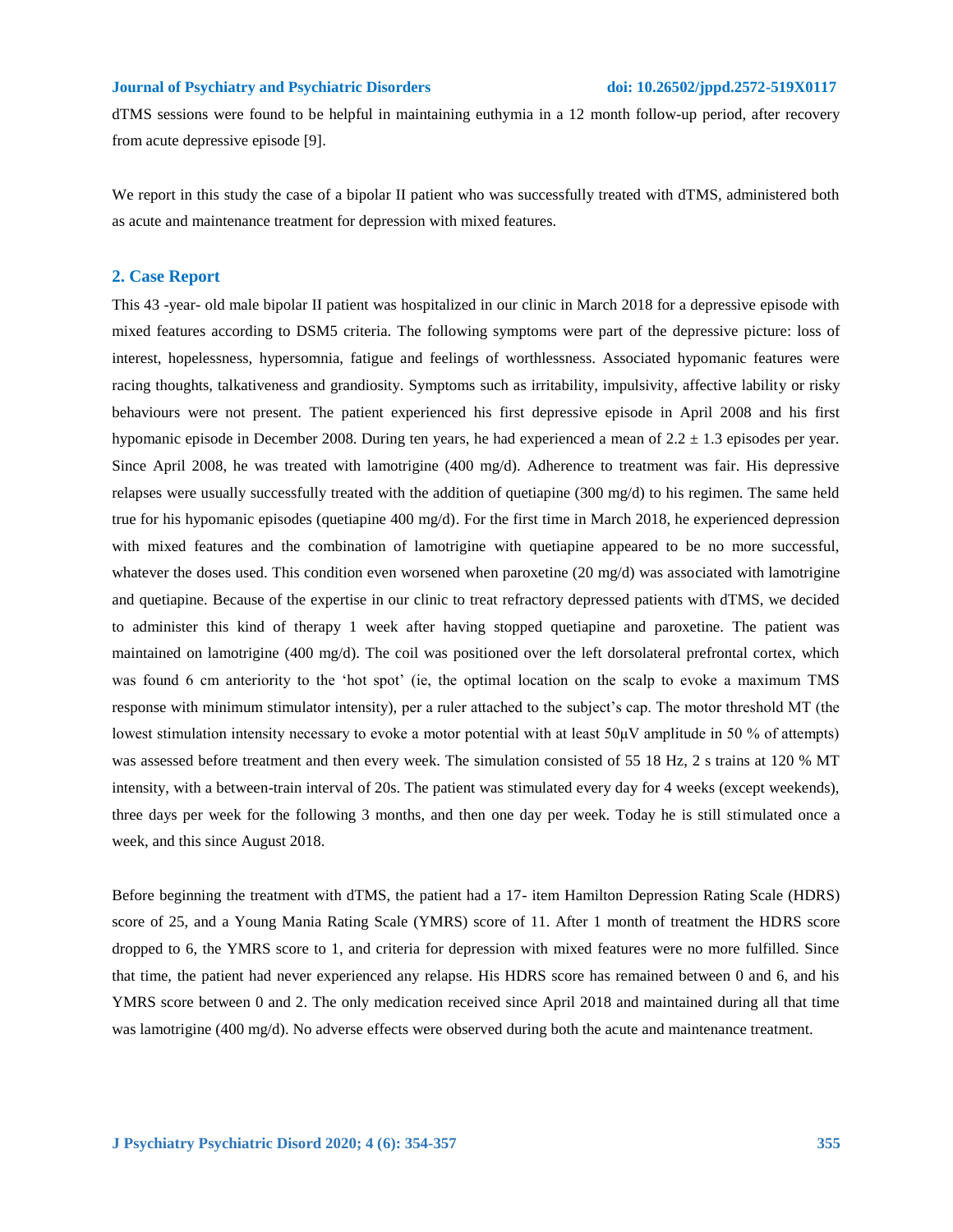dTMS sessions were found to be helpful in maintaining euthymia in a 12 month follow-up period, after recovery from acute depressive episode [9].

We report in this study the case of a bipolar II patient who was successfully treated with dTMS, administered both as acute and maintenance treatment for depression with mixed features.

## 2. Case Report

This 43 -year- old male bipolar II patient was hospitalized in our clinic in March 2018 for a depressive episode with mixed features according to DSM5 criteria. The following symptoms were part of the depressive picture: loss of interest, hopelessness, hypersomnia, fatigue and feelings of worthlessness. Associated hypomanic features were racing thoughts, talkativeness and grandiosity. Symptoms such as irritability, impulsivity, affective lability or risky behaviours were not present. The patient experienced his first depressive episode in April 2008 and his first hypomanic episode in December 2008. During ten years, he had experienced a mean of $2.2 \pm 1.3$ episodes per year. Since April 2008, he was treated with lamotrigine (400 mg/d). Adherence to treatment was fair. His depressive relapses were usually successfully treated with the addition of quetiapine (300 mg/d) to his regimen. The same held true for his hypomanic episodes (quetiapine 400 mg/d). For the first time in March 2018, he experienced depression with mixed features and the combination of lamotrigine with quetiapine appeared to be no more successful, whatever the doses used. This condition even worsened when paroxetine (20 mg/d) was associated with lamotrigine and quetiapine. Because of the expertise in our clinic to treat refractory depressed patients with dTMS, we decided to administer this kind of therapy 1 week after having stopped quetiapine and paroxetine. The patient was maintained on lamotrigine (400 mg/d). The coil was positioned over the left dorsolateral prefrontal cortex, which was found 6 cm anteriority to the 'hot spot' (ie, the optimal location on the scalp to evoke a maximum TMS response with minimum stimulator intensity), per a ruler attached to the subject's cap. The motor threshold MT (the lowest stimulation intensity necessary to evoke a motor potential with at least 50µV amplitude in 50 % of attempts) was assessed before treatment and then every week. The simulation consisted of 55 18 Hz, 2 s trains at 120 % MT intensity, with a between-train interval of 20s. The patient was stimulated every day for 4 weeks (except weekends), three days per week for the following 3 months, and then one day per week. Today he is still stimulated once a week, and this since August 2018.

Before beginning the treatment with dTMS, the patient had a 17- item Hamilton Depression Rating Scale (HDRS) score of 25, and a Young Mania Rating Scale (YMRS) score of 11. After 1 month of treatment the HDRS score dropped to 6, the YMRS score to 1, and criteria for depression with mixed features were no more fulfilled. Since that time, the patient had never experienced any relapse. His HDRS score has remained between 0 and 6, and his YMRS score between 0 and 2. The only medication received since April 2018 and maintained during all that time was lamotrigine (400 mg/d). No adverse effects were observed during both the acute and maintenance treatment.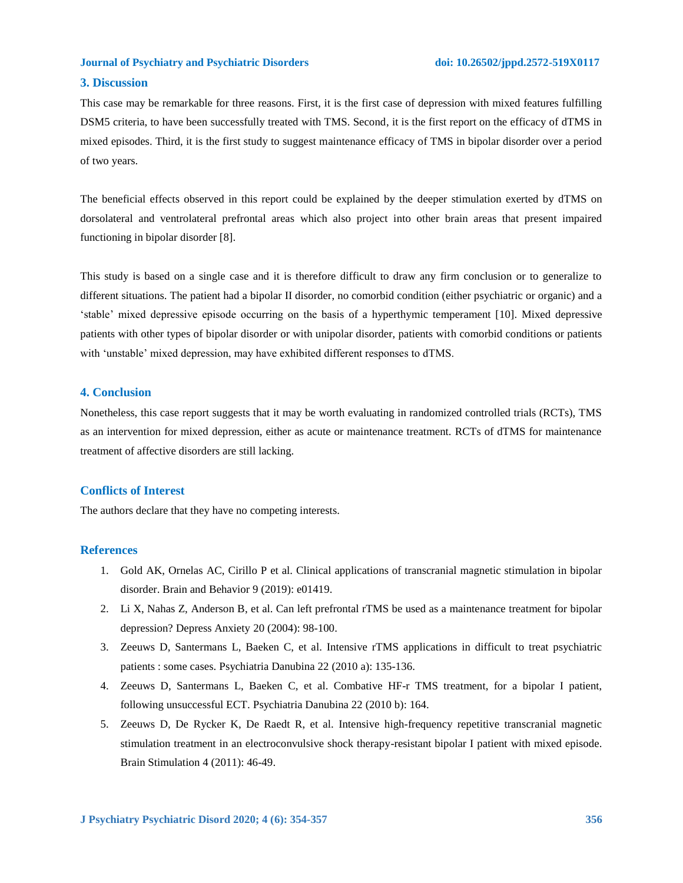## 3. Discussion

This case may be remarkable for three reasons. First, it is the first case of depression with mixed features fulfilling DSM5 criteria, to have been successfully treated with TMS. Second, it is the first report on the efficacy of dTMS in mixed episodes. Third, it is the first study to suggest maintenance efficacy of TMS in bipolar disorder over a period of two years.

The beneficial effects observed in this report could be explained by the deeper stimulation exerted by dTMS on dorsolateral and ventrolateral prefrontal areas which also project into other brain areas that present impaired functioning in bipolar disorder [8].

This study is based on a single case and it is therefore difficult to draw any firm conclusion or to generalize to different situations. The patient had a bipolar II disorder, no comorbid condition (either psychiatric or organic) and a 'stable' mixed depressive episode occurring on the basis of a hyperthymic temperament [10]. Mixed depressive patients with other types of bipolar disorder or with unipolar disorder, patients with comorbid conditions or patients with 'unstable' mixed depression, may have exhibited different responses to dTMS.

## 4. Conclusion

Nonetheless, this case report suggests that it may be worth evaluating in randomized controlled trials (RCTs), TMS as an intervention for mixed depression, either as acute or maintenance treatment. RCTs of dTMS for maintenance treatment of affective disorders are still lacking.

## Conflicts of Interest

The authors declare that they have no competing interests.

## References

1. Gold AK, Ornelas AC, Cirillo P et al. Clinical applications of transcranial magnetic stimulation in bipolar disorder. Brain and Behavior 9 (2019): e01419.
2. Li X, Nahas Z, Anderson B, et al. Can left prefrontal rTMS be used as a maintenance treatment for bipolar depression? Depress Anxiety 20 (2004): 98-100.
3. Zeeuws D, Santermans L, Baeken C, et al. Intensive rTMS applications in difficult to treat psychiatric patients : some cases. Psychiatria Danubina 22 (2010 a): 135-136.
4. Zeeuws D, Santermans L, Baeken C, et al. Combative HF-r TMS treatment, for a bipolar I patient, following unsuccessful ECT. Psychiatria Danubina 22 (2010 b): 164.
5. Zeeuws D, De Rycker K, De Raedt R, et al. Intensive high-frequency repetitive transcranial magnetic stimulation treatment in an electroconvulsive shock therapy-resistant bipolar I patient with mixed episode. Brain Stimulation 4 (2011): 46-49.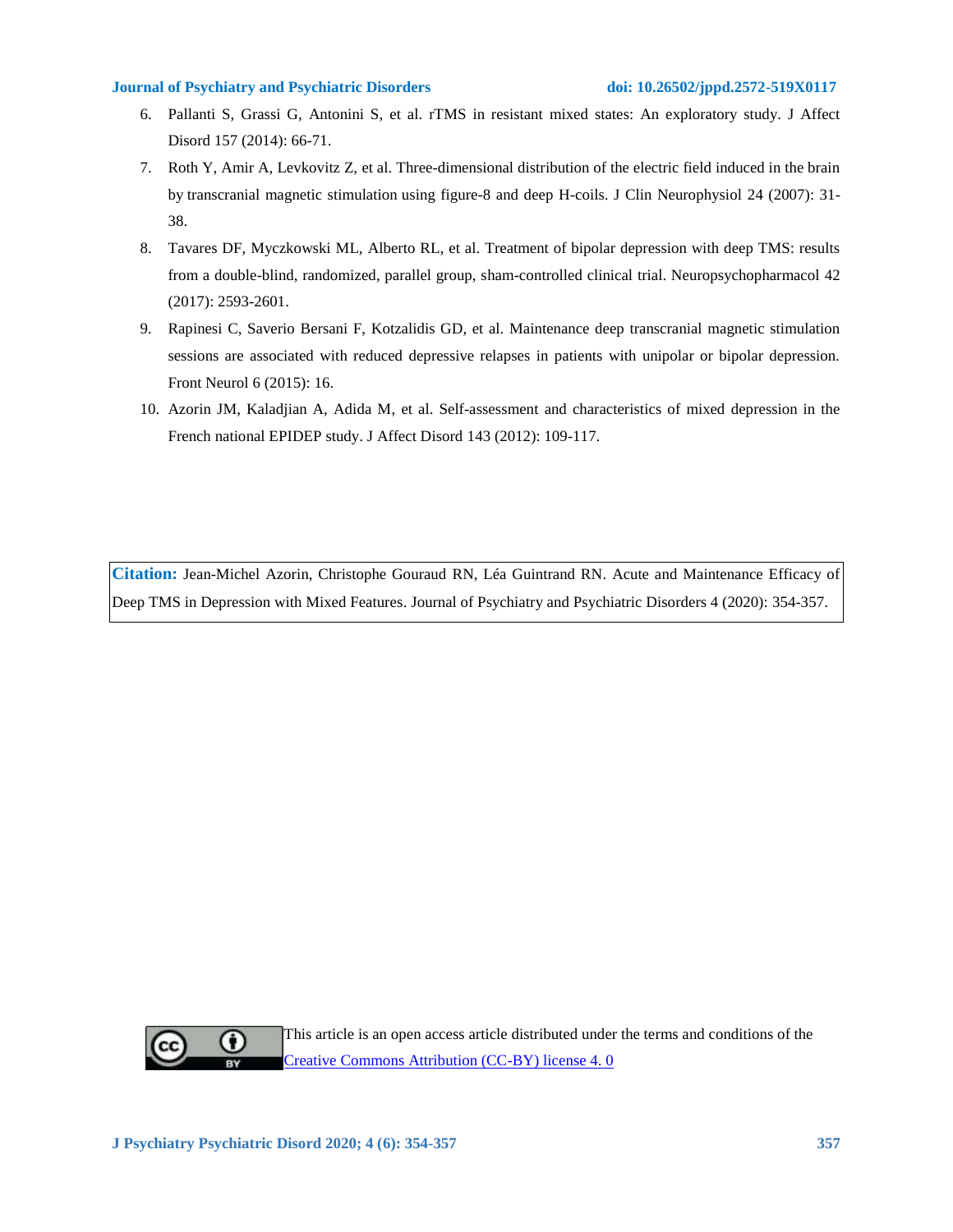6. Pallanti S, Grassi G, Antonini S, et al. rTMS in resistant mixed states: An exploratory study. J Affect Disord 157 (2014): 66-71.
7. Roth Y, Amir A, Levkovitz Z, et al. Three-dimensional distribution of the electric field induced in the brain by transcranial magnetic stimulation using figure-8 and deep H-coils. J Clin Neurophysiol 24 (2007): 31-38.
8. Tavares DF, Myczkowski ML, Alberto RL, et al. Treatment of bipolar depression with deep TMS: results from a double-blind, randomized, parallel group, sham-controlled clinical trial. Neuropsychopharmacol 42 (2017): 2593-2601.
9. Rapinesi C, Saverio Bersani F, Kotzalidis GD, et al. Maintenance deep transcranial magnetic stimulation sessions are associated with reduced depressive relapses in patients with unipolar or bipolar depression. Front Neurol 6 (2015): 16.
10. Azorin JM, Kaladjian A, Adida M, et al. Self-assessment and characteristics of mixed depression in the French national EPIDEP study. J Affect Disord 143 (2012): 109-117.

**Citation:** Jean-Michel Azorin, Christophe Gouraud RN, Léa Guintrand RN. Acute and Maintenance Efficacy of Deep TMS in Depression with Mixed Features. Journal of Psychiatry and Psychiatric Disorders 4 (2020): 354-357.

This article is an open access article distributed under the terms and conditions of the [Creative Commons Attribution (CC-BY) license 4. 0]